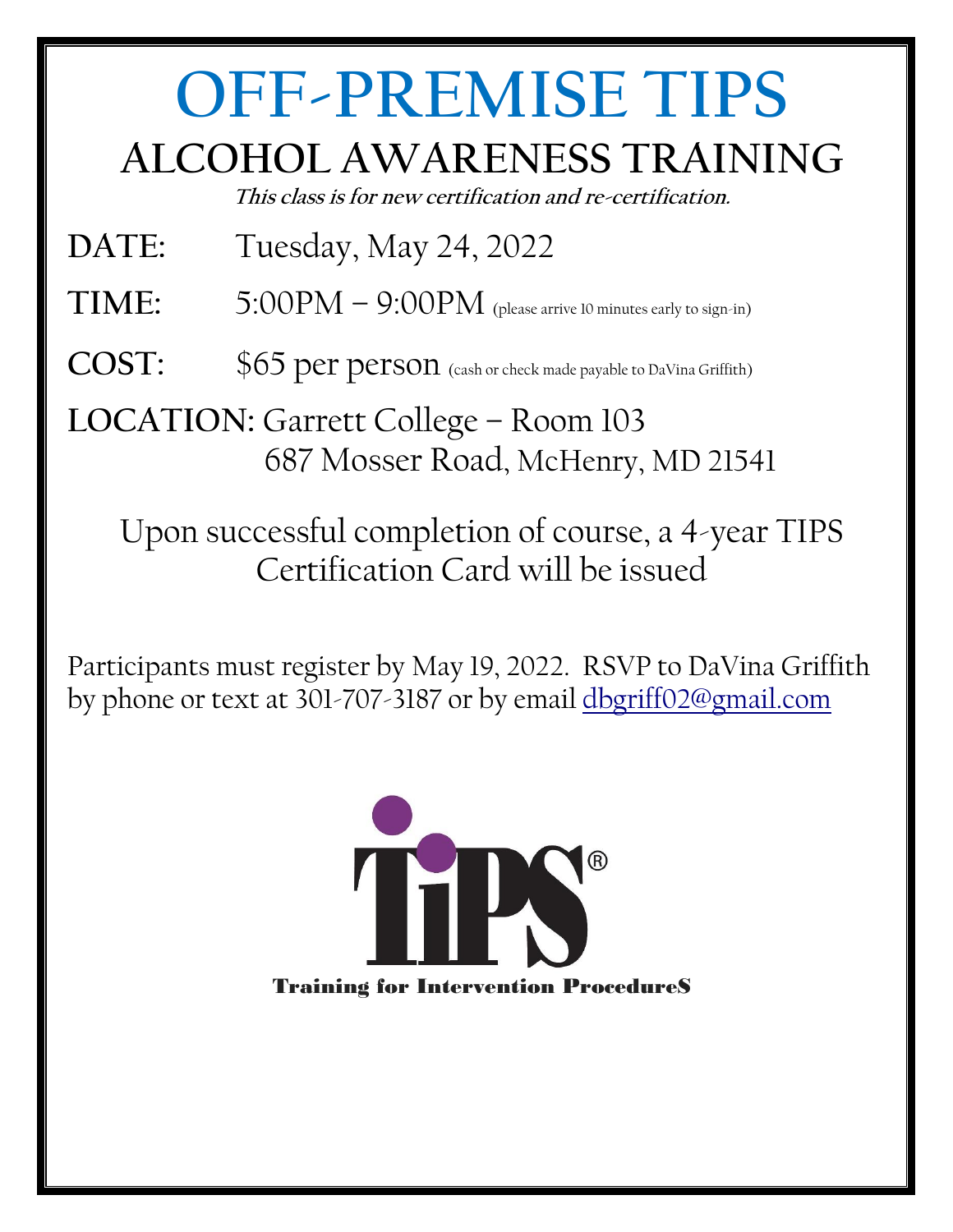# OFF-PREMISE TIPS

## ALCOHOL AWARENESS TRAINING

***This class is for new certification and re-certification.***

**DATE:** Tuesday, May 24, 2022

**TIME:** 5:00PM – 9:00PM (please arrive 10 minutes early to sign-in)

**COST:** $65 per person (cash or check made payable to DaVina Griffith)

**LOCATION:** Garrett College – Room 103
687 Mosser Road, McHenry, MD 21541

Upon successful completion of course, a 4-year TIPS Certification Card will be issued

Participants must register by May 19, 2022. RSVP to DaVina Griffith by phone or text at 301-707-3187 or by email dbgriff02@gmail.com

TiPS®

**Training for Intervention ProcedureS**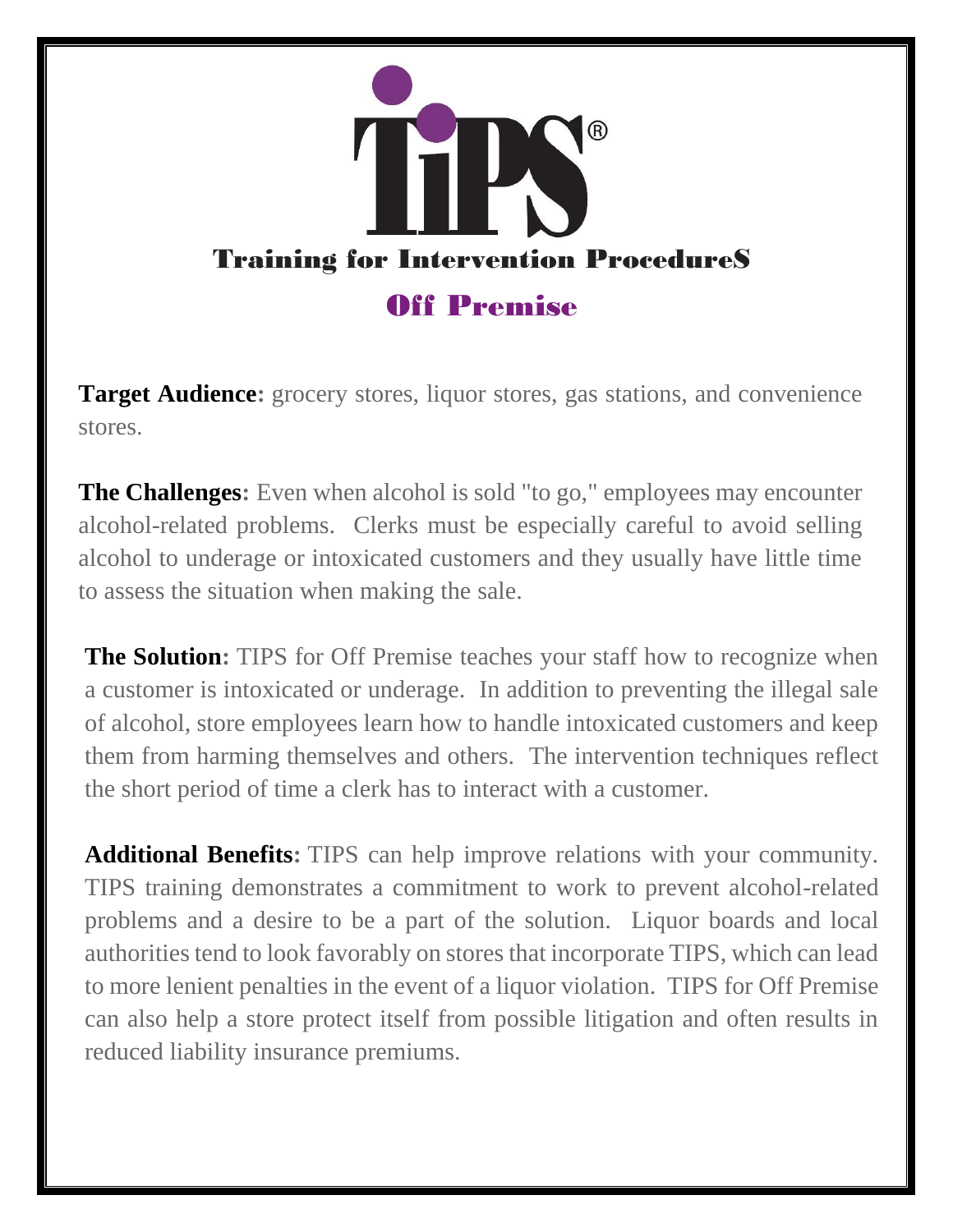# TiPS®

## Training for Intervention ProcedureS

## Off Premise

**Target Audience:** grocery stores, liquor stores, gas stations, and convenience stores.

**The Challenges:** Even when alcohol is sold "to go," employees may encounter alcohol-related problems. Clerks must be especially careful to avoid selling alcohol to underage or intoxicated customers and they usually have little time to assess the situation when making the sale.

**The Solution:** TIPS for Off Premise teaches your staff how to recognize when a customer is intoxicated or underage. In addition to preventing the illegal sale of alcohol, store employees learn how to handle intoxicated customers and keep them from harming themselves and others. The intervention techniques reflect the short period of time a clerk has to interact with a customer.

**Additional Benefits:** TIPS can help improve relations with your community. TIPS training demonstrates a commitment to work to prevent alcohol-related problems and a desire to be a part of the solution. Liquor boards and local authorities tend to look favorably on stores that incorporate TIPS, which can lead to more lenient penalties in the event of a liquor violation. TIPS for Off Premise can also help a store protect itself from possible litigation and often results in reduced liability insurance premiums.